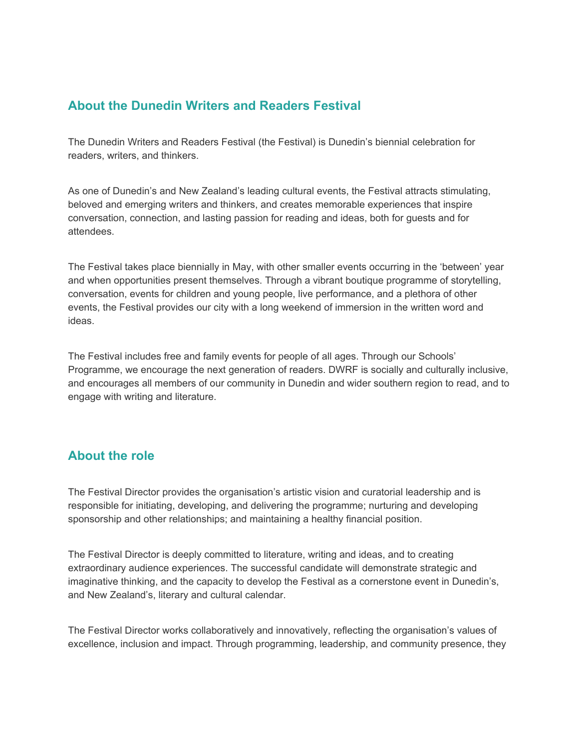## About the Dunedin Writers and Readers Festival

The Dunedin Writers and Readers Festival (the Festival) is Dunedin's biennial celebration for readers, writers, and thinkers.

As one of Dunedin's and New Zealand's leading cultural events, the Festival attracts stimulating, beloved and emerging writers and thinkers, and creates memorable experiences that inspire conversation, connection, and lasting passion for reading and ideas, both for guests and for attendees.

The Festival takes place biennially in May, with other smaller events occurring in the 'between' year and when opportunities present themselves. Through a vibrant boutique programme of storytelling, conversation, events for children and young people, live performance, and a plethora of other events, the Festival provides our city with a long weekend of immersion in the written word and ideas.

The Festival includes free and family events for people of all ages. Through our Schools' Programme, we encourage the next generation of readers. DWRF is socially and culturally inclusive, and encourages all members of our community in Dunedin and wider southern region to read, and to engage with writing and literature.

## About the role

The Festival Director provides the organisation's artistic vision and curatorial leadership and is responsible for initiating, developing, and delivering the programme; nurturing and developing sponsorship and other relationships; and maintaining a healthy financial position.

The Festival Director is deeply committed to literature, writing and ideas, and to creating extraordinary audience experiences. The successful candidate will demonstrate strategic and imaginative thinking, and the capacity to develop the Festival as a cornerstone event in Dunedin's, and New Zealand's, literary and cultural calendar.

The Festival Director works collaboratively and innovatively, reflecting the organisation's values of excellence, inclusion and impact. Through programming, leadership, and community presence, they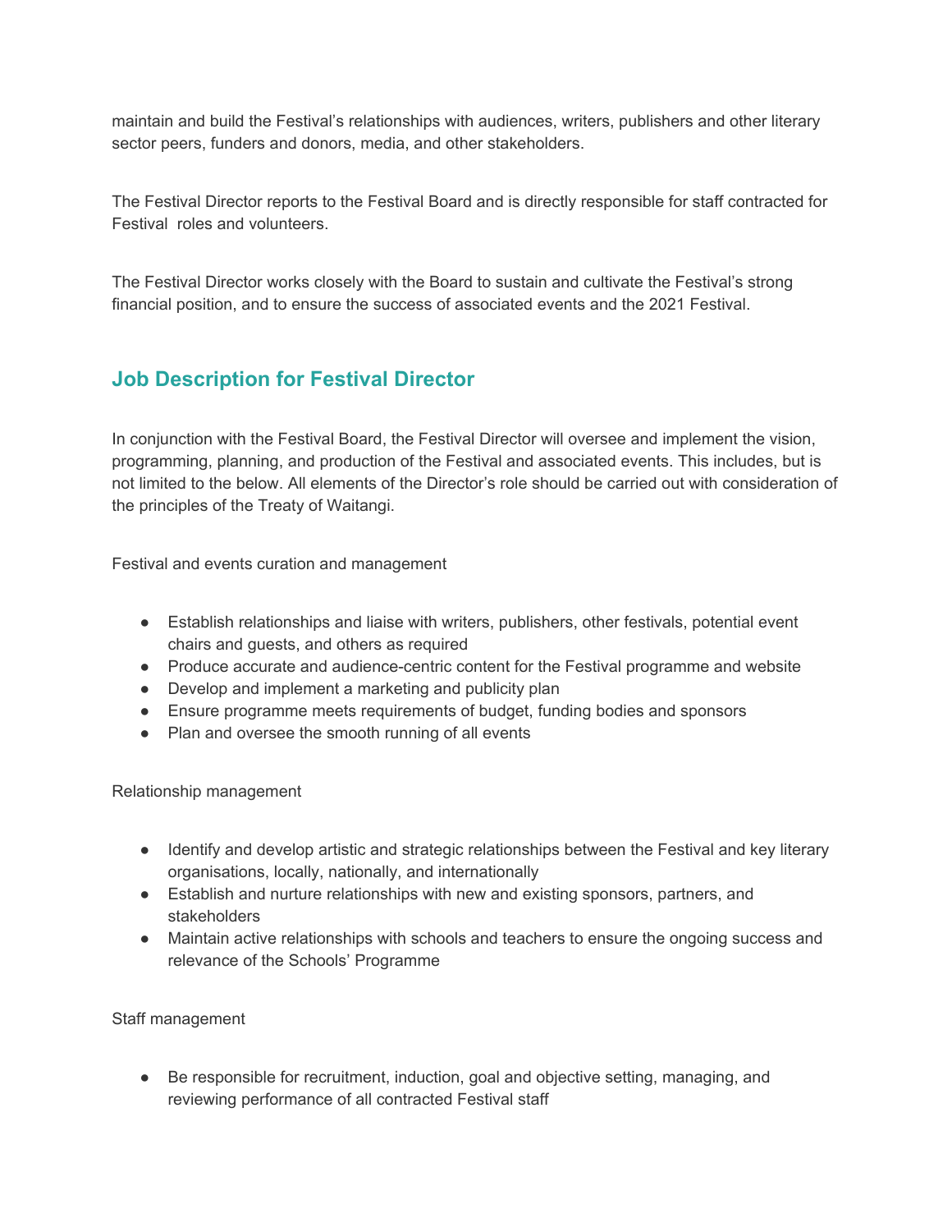maintain and build the Festival's relationships with audiences, writers, publishers and other literary sector peers, funders and donors, media, and other stakeholders.

The Festival Director reports to the Festival Board and is directly responsible for staff contracted for Festival roles and volunteers.

The Festival Director works closely with the Board to sustain and cultivate the Festival's strong financial position, and to ensure the success of associated events and the 2021 Festival.

## Job Description for Festival Director

In conjunction with the Festival Board, the Festival Director will oversee and implement the vision, programming, planning, and production of the Festival and associated events. This includes, but is not limited to the below. All elements of the Director's role should be carried out with consideration of the principles of the Treaty of Waitangi.

Festival and events curation and management

- Establish relationships and liaise with writers, publishers, other festivals, potential event chairs and guests, and others as required
- Produce accurate and audience-centric content for the Festival programme and website
- Develop and implement a marketing and publicity plan
- Ensure programme meets requirements of budget, funding bodies and sponsors
- Plan and oversee the smooth running of all events

Relationship management

- Identify and develop artistic and strategic relationships between the Festival and key literary organisations, locally, nationally, and internationally
- Establish and nurture relationships with new and existing sponsors, partners, and stakeholders
- Maintain active relationships with schools and teachers to ensure the ongoing success and relevance of the Schools' Programme

Staff management

- Be responsible for recruitment, induction, goal and objective setting, managing, and reviewing performance of all contracted Festival staff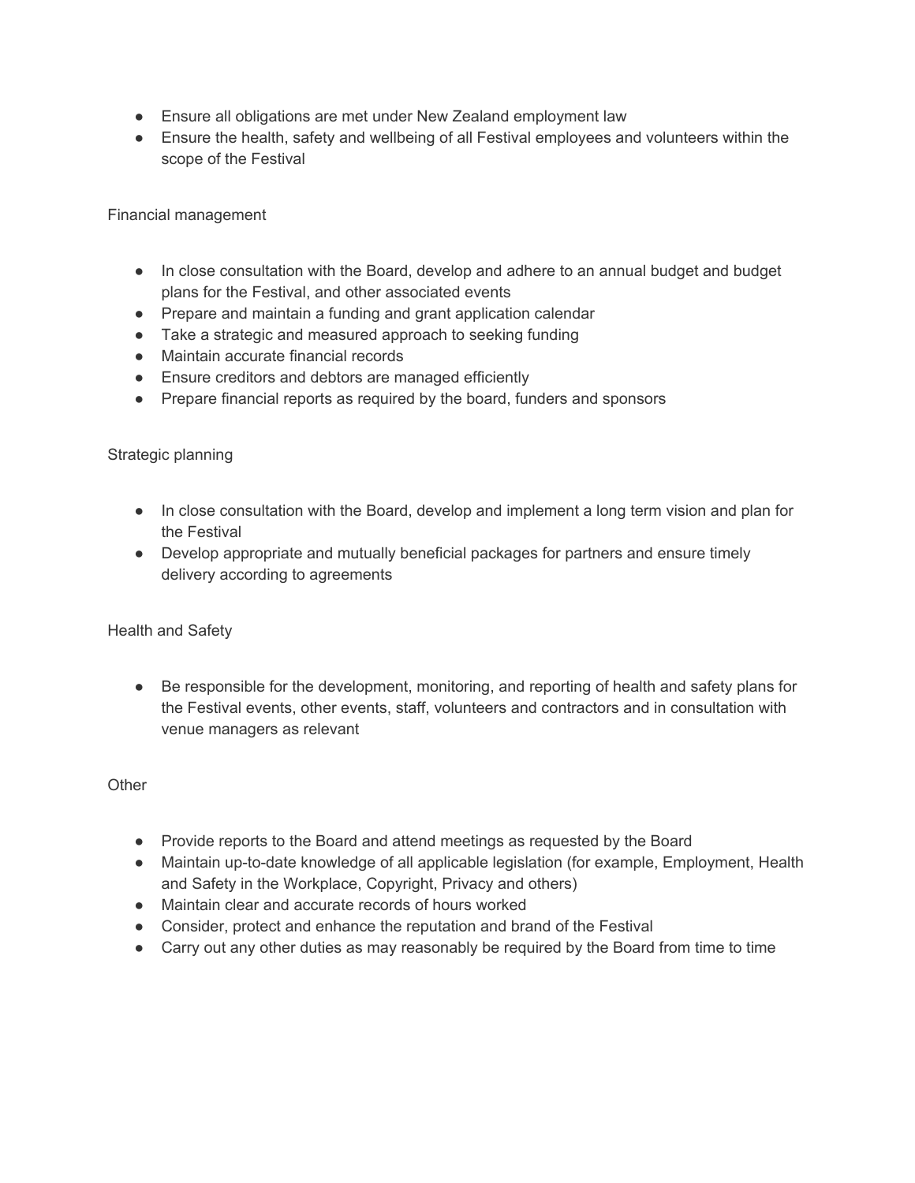- Ensure all obligations are met under New Zealand employment law
- Ensure the health, safety and wellbeing of all Festival employees and volunteers within the scope of the Festival

Financial management

- In close consultation with the Board, develop and adhere to an annual budget and budget plans for the Festival, and other associated events
- Prepare and maintain a funding and grant application calendar
- Take a strategic and measured approach to seeking funding
- Maintain accurate financial records
- Ensure creditors and debtors are managed efficiently
- Prepare financial reports as required by the board, funders and sponsors

Strategic planning

- In close consultation with the Board, develop and implement a long term vision and plan for the Festival
- Develop appropriate and mutually beneficial packages for partners and ensure timely delivery according to agreements

Health and Safety

- Be responsible for the development, monitoring, and reporting of health and safety plans for the Festival events, other events, staff, volunteers and contractors and in consultation with venue managers as relevant

Other

- Provide reports to the Board and attend meetings as requested by the Board
- Maintain up-to-date knowledge of all applicable legislation (for example, Employment, Health and Safety in the Workplace, Copyright, Privacy and others)
- Maintain clear and accurate records of hours worked
- Consider, protect and enhance the reputation and brand of the Festival
- Carry out any other duties as may reasonably be required by the Board from time to time